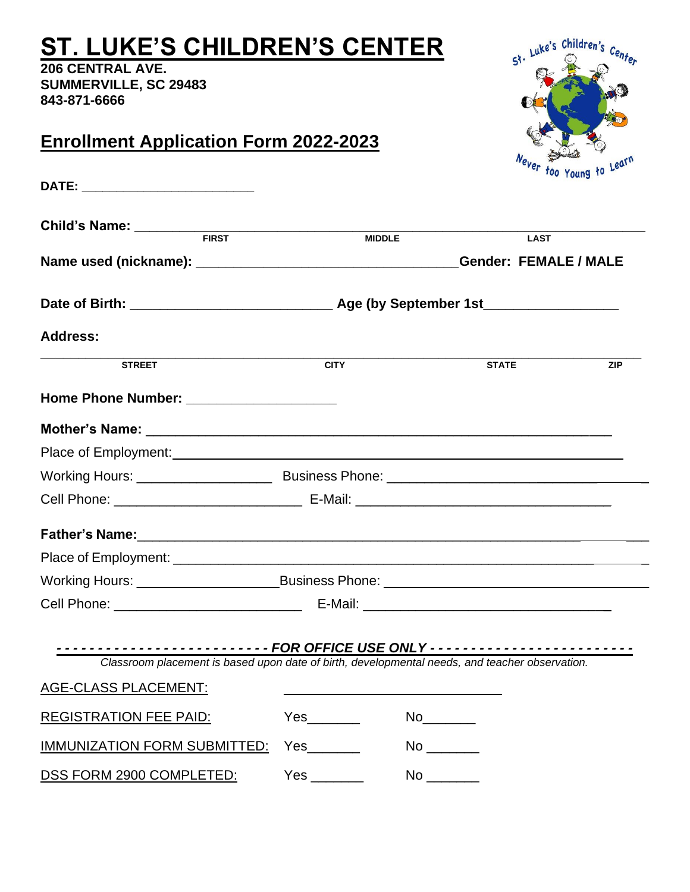# ST. LUKE'S CHILDREN'S CENTER

**206 CENTRAL AVE.**
**SUMMERVILLE, SC 29483**
**843-871-6666**

## Enrollment Application Form 2022-2023

**DATE:** ______________________

**Child's Name:** ____________________________________________
FIRST MIDDLE LAST

**Name used (nickname):** ______________________________ **Gender: FEMALE / MALE**

**Date of Birth:** _______________________ **Age (by September 1st**_______________

**Address:**

_______________________________________________________________
STREET CITY STATE ZIP

**Home Phone Number:** ___________________

**Mother's Name:** ______________________________________________

Place of Employment: ______________________________________________

Working Hours: _______________ Business Phone: ___________________________

Cell Phone: _____________________ E-Mail: ___________________________

**Father's Name:** ______________________________________________

Place of Employment: ______________________________________________

Working Hours: _______________ Business Phone: ___________________________

Cell Phone: _____________________ E-Mail: ___________________________

**- - - - - - - - - - - - - - - - - - - - - - - - - - *FOR OFFICE USE ONLY* - - - - - - - - - - - - - - - - - - - - - - - - -**

*Classroom placement is based upon date of birth, developmental needs, and teacher observation.*

AGE-CLASS PLACEMENT: ___________________________

REGISTRATION FEE PAID: Yes_______ No_______

IMMUNIZATION FORM SUBMITTED: Yes_______ No _______

DSS FORM 2900 COMPLETED: Yes _______ No _______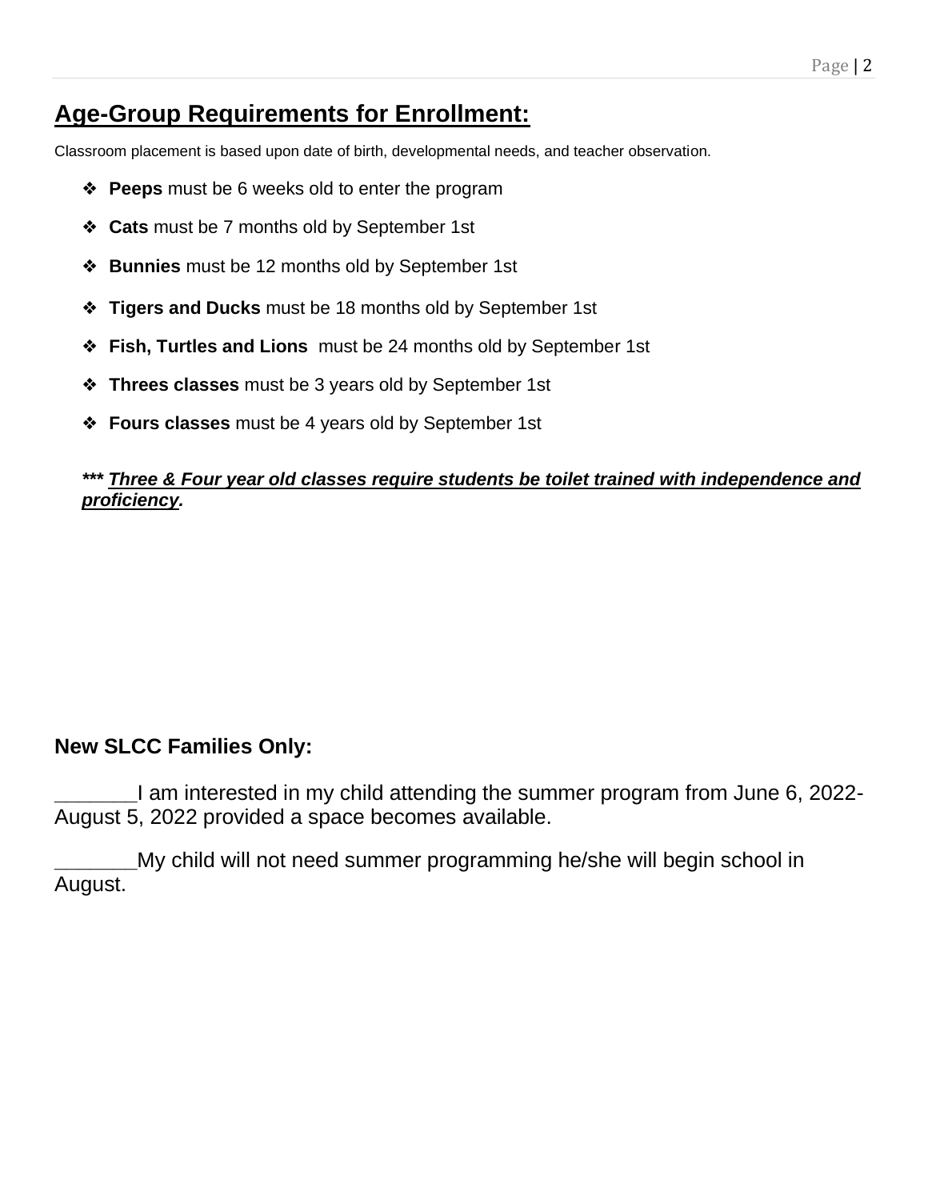## Age-Group Requirements for Enrollment:

Classroom placement is based upon date of birth, developmental needs, and teacher observation.

- **Peeps** must be 6 weeks old to enter the program
- **Cats** must be 7 months old by September 1st
- **Bunnies** must be 12 months old by September 1st
- **Tigers and Ducks** must be 18 months old by September 1st
- **Fish, Turtles and Lions** must be 24 months old by September 1st
- **Threes classes** must be 3 years old by September 1st
- **Fours classes** must be 4 years old by September 1st

***\*\*\* Three & Four year old classes require students be toilet trained with independence and proficiency.***

### New SLCC Families Only:

_______I am interested in my child attending the summer program from June 6, 2022-August 5, 2022 provided a space becomes available.

_______My child will not need summer programming he/she will begin school in August.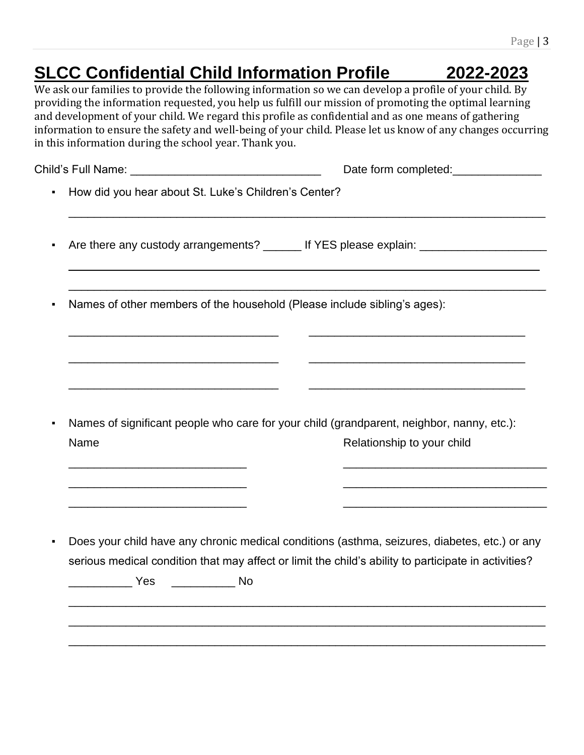# SLCC Confidential Child Information Profile 2022-2023

We ask our families to provide the following information so we can develop a profile of your child. By providing the information requested, you help us fulfill our mission of promoting the optimal learning and development of your child. We regard this profile as confidential and as one means of gathering information to ensure the safety and well-being of your child. Please let us know of any changes occurring in this information during the school year. Thank you.

Child's Full Name: ______________________________ Date form completed:______________

- How did you hear about St. Luke's Children's Center?

  ____________________________________________________________________________

- Are there any custody arrangements? ______ If YES please explain: ____________________

  ____________________________________________________________________________

  ____________________________________________________________________________

- Names of other members of the household (Please include sibling's ages):

  _________________________________ _________________________________

  _________________________________ _________________________________

  _________________________________ _________________________________

- Names of significant people who care for your child (grandparent, neighbor, nanny, etc.):

  | Name | Relationship to your child |
  |---|---|
  | ____________________________ | ________________________________ |
  | ____________________________ | ________________________________ |
  | ____________________________ | ________________________________ |

- Does your child have any chronic medical conditions (asthma, seizures, diabetes, etc.) or any serious medical condition that may affect or limit the child's ability to participate in activities?

  __________ Yes __________ No

  ____________________________________________________________________________

  ____________________________________________________________________________

  ____________________________________________________________________________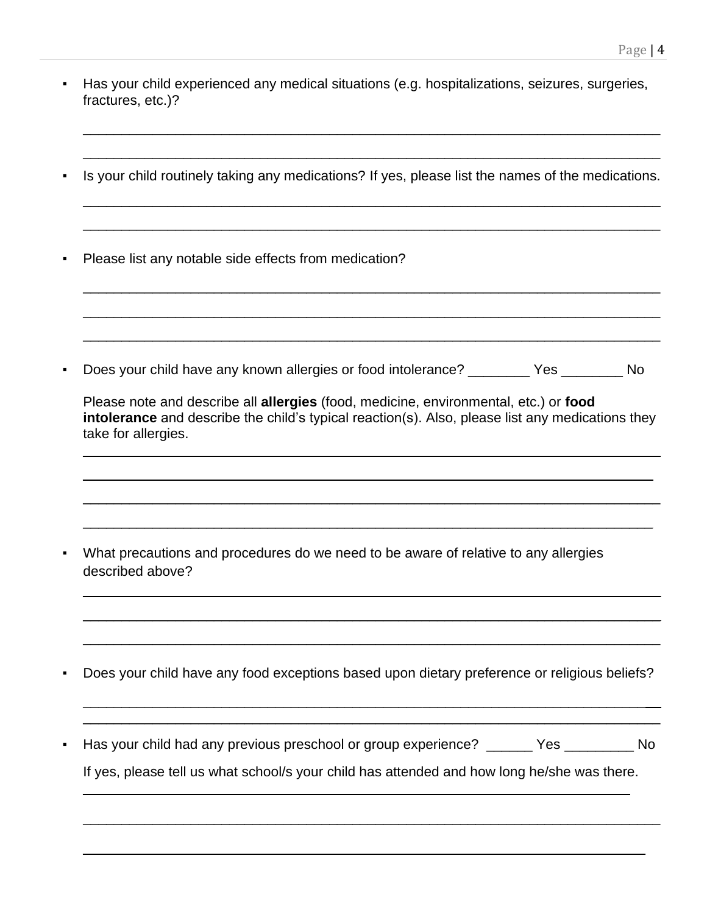- Has your child experienced any medical situations (e.g. hospitalizations, seizures, surgeries, fractures, etc.)?

_______________________________________________________________________________

_______________________________________________________________________________

- Is your child routinely taking any medications? If yes, please list the names of the medications.

_______________________________________________________________________________

_______________________________________________________________________________

- Please list any notable side effects from medication?

_______________________________________________________________________________

_______________________________________________________________________________

_______________________________________________________________________________

- Does your child have any known allergies or food intolerance? ________ Yes ________ No

  Please note and describe all **allergies** (food, medicine, environmental, etc.) or **food intolerance** and describe the child's typical reaction(s). Also, please list any medications they take for allergies.

_______________________________________________________________________________

_______________________________________________________________________________

_______________________________________________________________________________

_______________________________________________________________________________

- What precautions and procedures do we need to be aware of relative to any allergies described above?

_______________________________________________________________________________

_______________________________________________________________________________

_______________________________________________________________________________

- Does your child have any food exceptions based upon dietary preference or religious beliefs?

_______________________________________________________________________________

_______________________________________________________________________________

- Has your child had any previous preschool or group experience? ______ Yes _________ No

  If yes, please tell us what school/s your child has attended and how long he/she was there.

_______________________________________________________________________________

_______________________________________________________________________________

_______________________________________________________________________________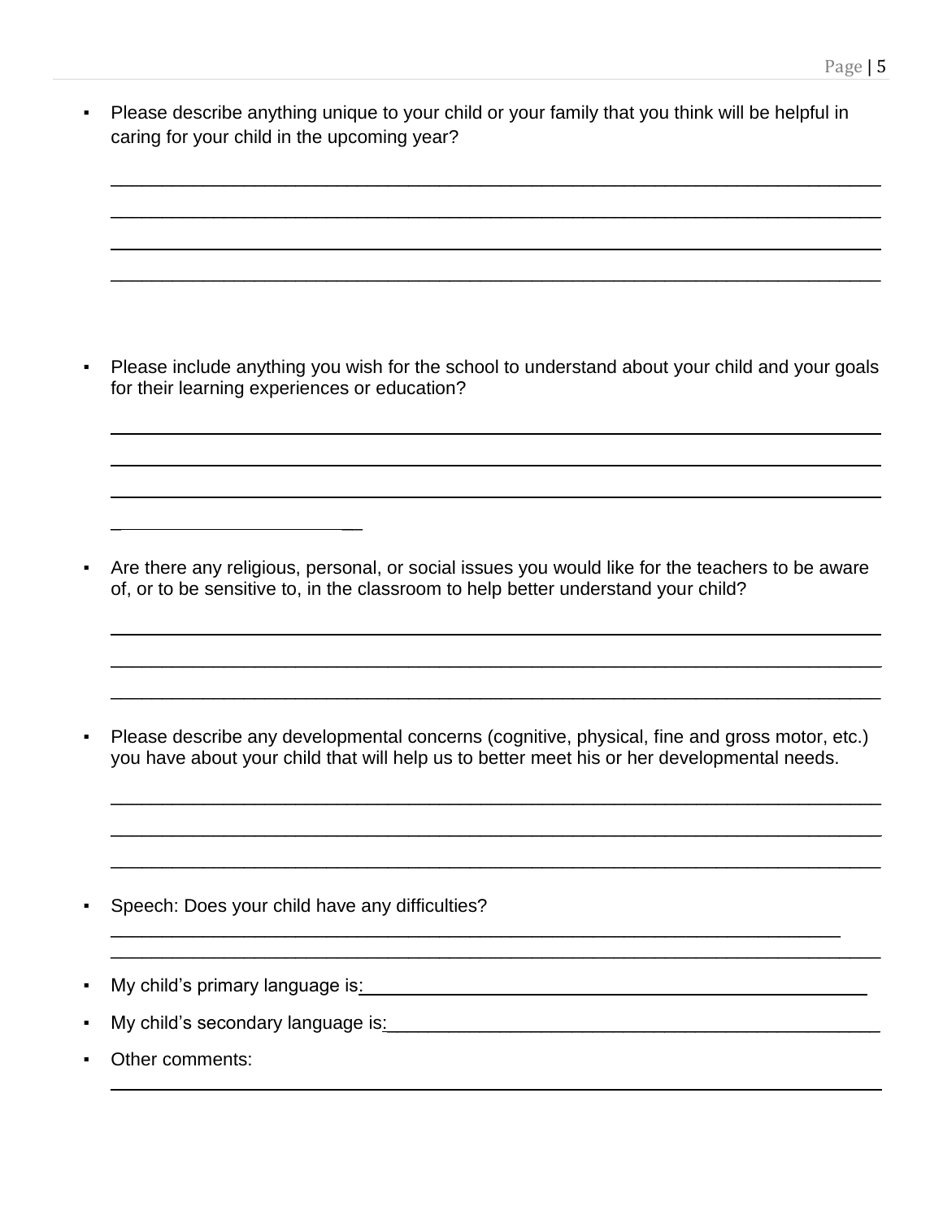- Please describe anything unique to your child or your family that you think will be helpful in caring for your child in the upcoming year?

____________________________________________________________________________

____________________________________________________________________________

____________________________________________________________________________

____________________________________________________________________________

- Please include anything you wish for the school to understand about your child and your goals for their learning experiences or education?

____________________________________________________________________________

____________________________________________________________________________

____________________________________________________________________________

________________________

- Are there any religious, personal, or social issues you would like for the teachers to be aware of, or to be sensitive to, in the classroom to help better understand your child?

____________________________________________________________________________

____________________________________________________________________________

____________________________________________________________________________

- Please describe any developmental concerns (cognitive, physical, fine and gross motor, etc.) you have about your child that will help us to better meet his or her developmental needs.

____________________________________________________________________________

____________________________________________________________________________

____________________________________________________________________________

- Speech: Does your child have any difficulties?

____________________________________________________________________________

____________________________________________________________________________

- My child's primary language is:______________________________________________________
- My child's secondary language is:____________________________________________________
- Other comments:

____________________________________________________________________________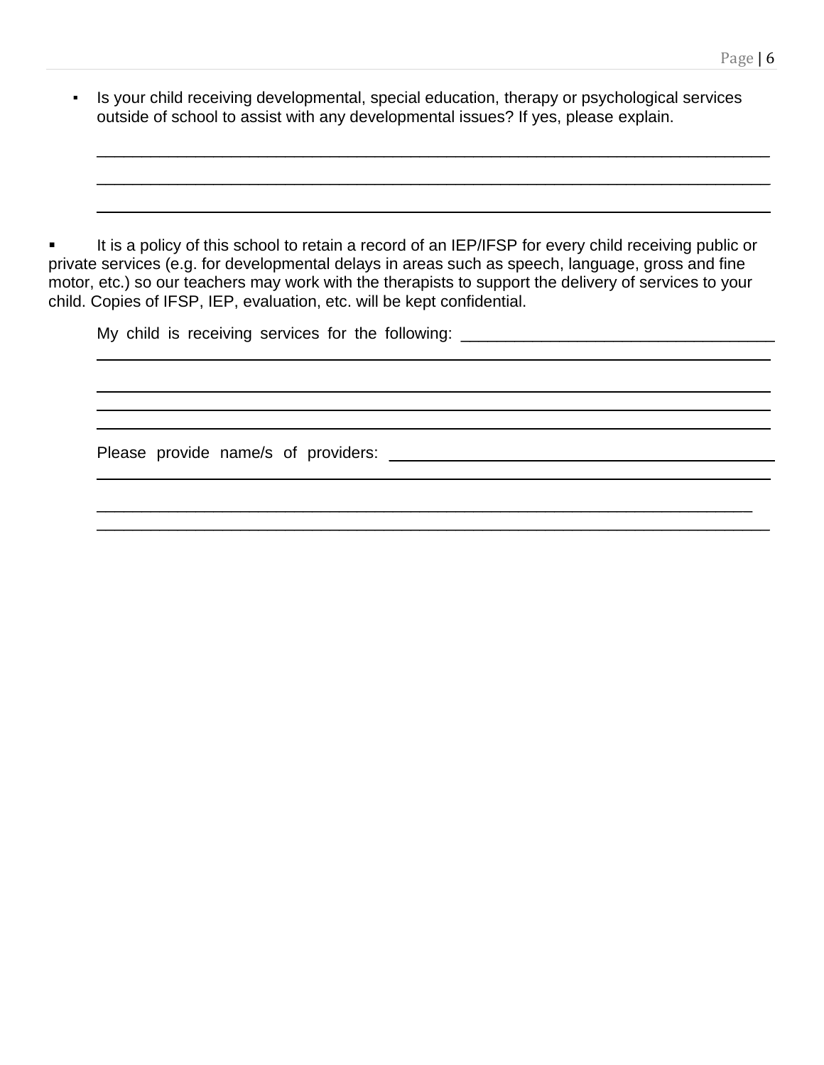- Is your child receiving developmental, special education, therapy or psychological services outside of school to assist with any developmental issues? If yes, please explain.

  ______________________________________________________________________________

  ______________________________________________________________________________

  ______________________________________________________________________________

- It is a policy of this school to retain a record of an IEP/IFSP for every child receiving public or private services (e.g. for developmental delays in areas such as speech, language, gross and fine motor, etc.) so our teachers may work with the therapists to support the delivery of services to your child. Copies of IFSP, IEP, evaluation, etc. will be kept confidential.

  My child is receiving services for the following: ___________________________________

  ______________________________________________________________________________

  ______________________________________________________________________________

  ______________________________________________________________________________

  ______________________________________________________________________________

  Please provide name/s of providers: ___________________________________________

  ______________________________________________________________________________

  ______________________________________________________________________________

  ______________________________________________________________________________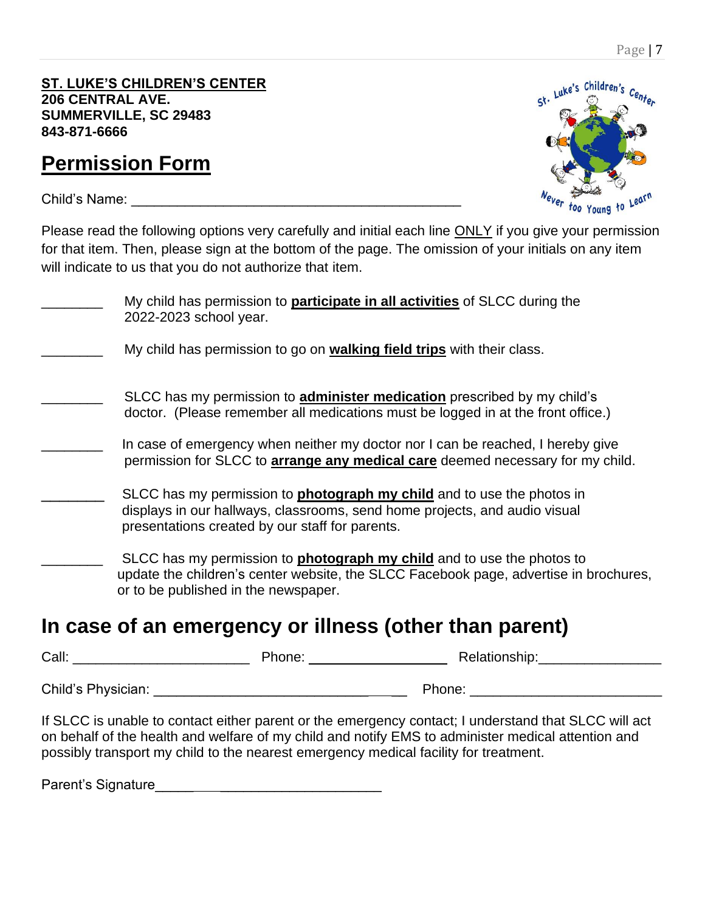**ST. LUKE'S CHILDREN'S CENTER**
**206 CENTRAL AVE.**
**SUMMERVILLE, SC 29483**
**843-871-6666**

# Permission Form

Child's Name: ___________________________________________

Please read the following options very carefully and initial each line ONLY if you give your permission for that item. Then, please sign at the bottom of the page. The omission of your initials on any item will indicate to us that you do not authorize that item.

________ My child has permission to **participate in all activities** of SLCC during the 2022-2023 school year.

________ My child has permission to go on **walking field trips** with their class.

________ SLCC has my permission to **administer medication** prescribed by my child's doctor. (Please remember all medications must be logged in at the front office.)

________ In case of emergency when neither my doctor nor I can be reached, I hereby give permission for SLCC to **arrange any medical care** deemed necessary for my child.

________ SLCC has my permission to **photograph my child** and to use the photos in displays in our hallways, classrooms, send home projects, and audio visual presentations created by our staff for parents.

________ SLCC has my permission to **photograph my child** and to use the photos to update the children's center website, the SLCC Facebook page, advertise in brochures, or to be published in the newspaper.

## In case of an emergency or illness (other than parent)

Call: _______________________ Phone: __________________ Relationship:________________

Child's Physician: __________________________________ Phone: _________________________

If SLCC is unable to contact either parent or the emergency contact; I understand that SLCC will act on behalf of the health and welfare of my child and notify EMS to administer medical attention and possibly transport my child to the nearest emergency medical facility for treatment.

Parent's Signature___________________________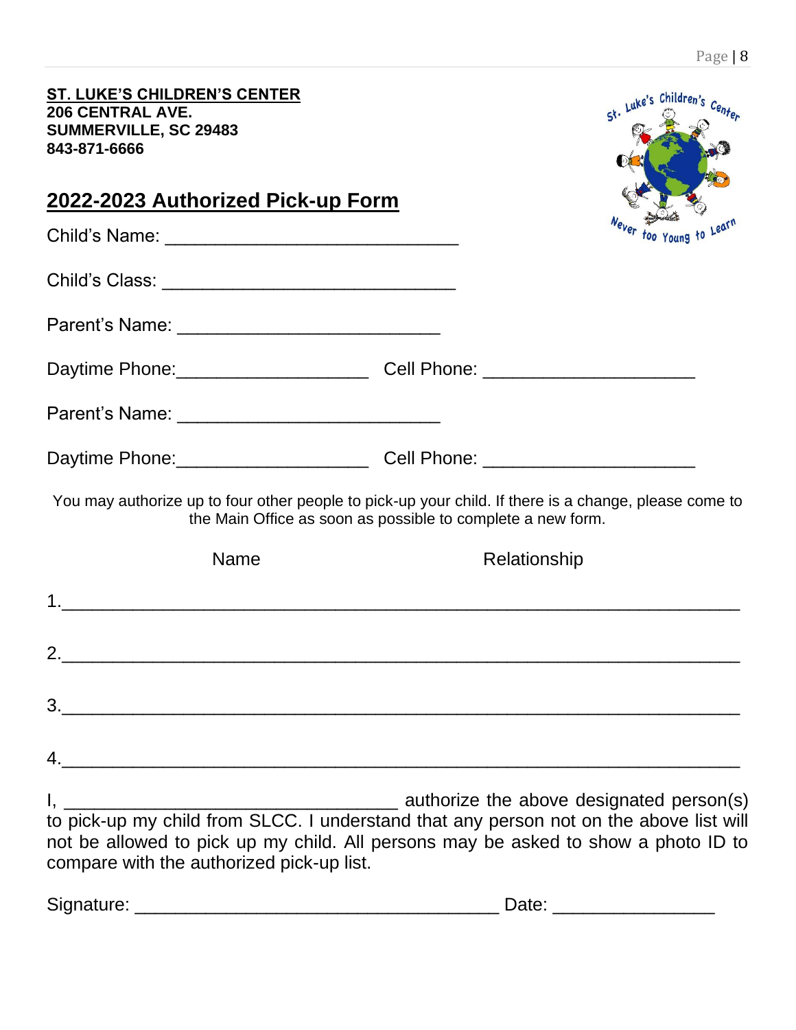**ST. LUKE'S CHILDREN'S CENTER**
**206 CENTRAL AVE.**
**SUMMERVILLE, SC 29483**
**843-871-6666**

## 2022-2023 Authorized Pick-up Form

Child's Name: ____________________________

Child's Class: ____________________________

Parent's Name: _________________________

Daytime Phone:__________________ Cell Phone: ____________________

Parent's Name: _________________________

Daytime Phone:__________________ Cell Phone: ____________________

You may authorize up to four other people to pick-up your child. If there is a change, please come to the Main Office as soon as possible to complete a new form.

| Name | Relationship |
|---|---|
| 1. | |
| 2. | |
| 3. | |
| 4. | |

I, _________________________________ authorize the above designated person(s) to pick-up my child from SLCC. I understand that any person not on the above list will not be allowed to pick up my child. All persons may be asked to show a photo ID to compare with the authorized pick-up list.

Signature: ___________________________________ Date: ________________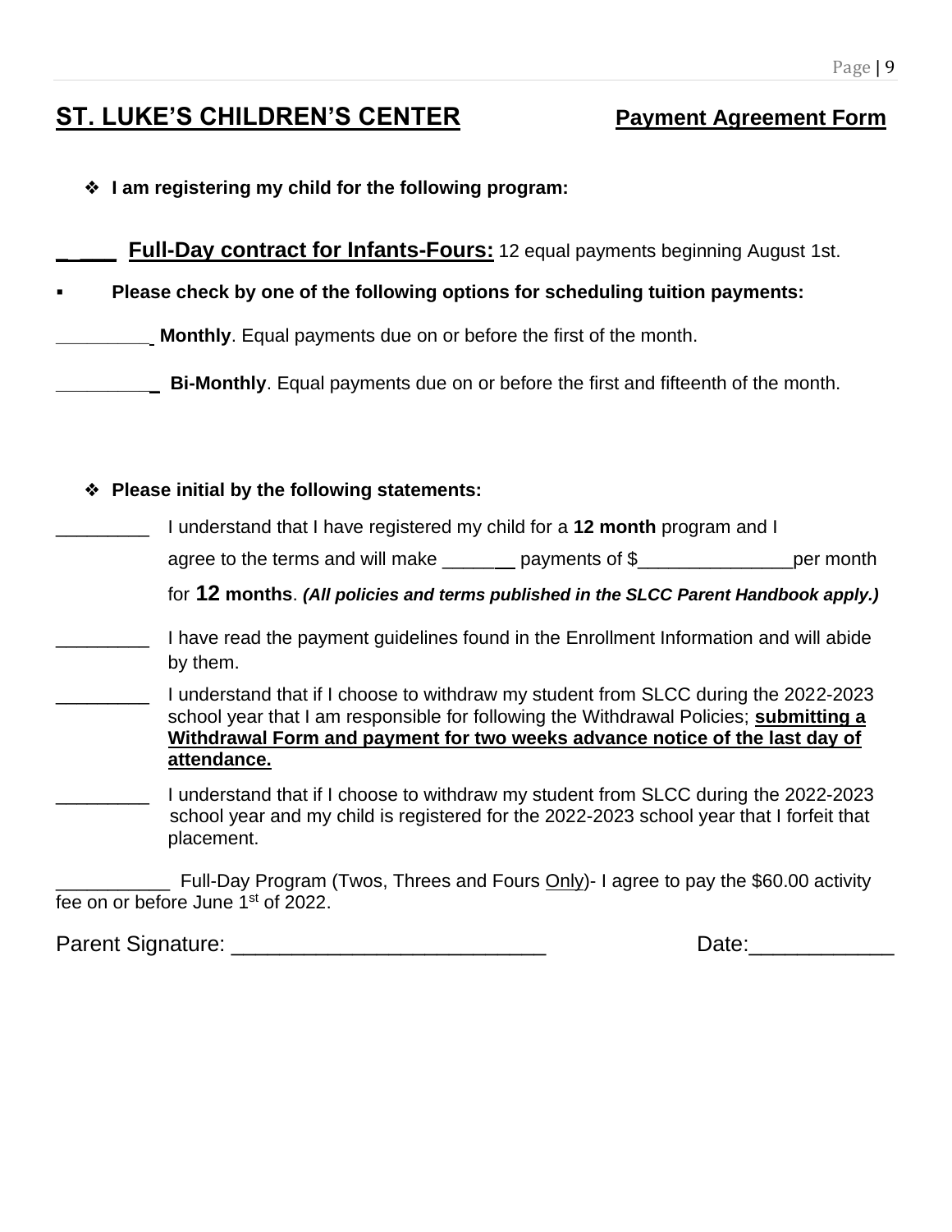# ST. LUKE'S CHILDREN'S CENTER

## Payment Agreement Form

- **I am registering my child for the following program:**

_ ___ **Full-Day contract for Infants-Fours:** 12 equal payments beginning August 1st.

- **Please check by one of the following options for scheduling tuition payments:**

_________ **Monthly**. Equal payments due on or before the first of the month.

_________ **Bi-Monthly**. Equal payments due on or before the first and fifteenth of the month.

- **Please initial by the following statements:**

_________ I understand that I have registered my child for a **12 month** program and I agree to the terms and will make ______ payments of $_______________per month for **12 months**. ***(All policies and terms published in the SLCC Parent Handbook apply.)***

_________ I have read the payment guidelines found in the Enrollment Information and will abide by them.

_________ I understand that if I choose to withdraw my student from SLCC during the 2022-2023 school year that I am responsible for following the Withdrawal Policies; **submitting a Withdrawal Form and payment for two weeks advance notice of the last day of attendance.**

_________ I understand that if I choose to withdraw my student from SLCC during the 2022-2023 school year and my child is registered for the 2022-2023 school year that I forfeit that placement.

___________ Full-Day Program (Twos, Threes and Fours Only)- I agree to pay the $60.00 activity fee on or before June 1st of 2022.

Parent Signature: __________________________ Date:____________